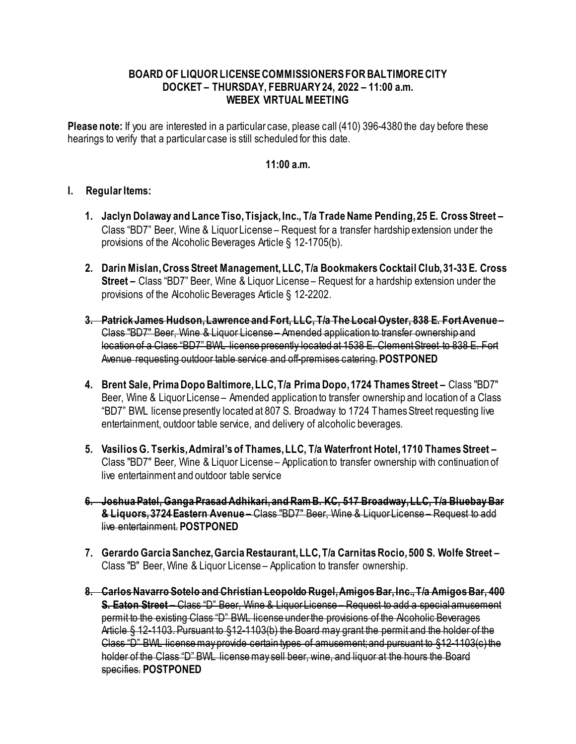**BOARD OF LIQUOR LICENSE COMMISSIONERS FOR BALTIMORE CITY**
**DOCKET – THURSDAY, FEBRUARY 24, 2022 – 11:00 a.m.**
**WEBEX VIRTUAL MEETING**

**Please note:** If you are interested in a particular case, please call (410) 396-4380 the day before these hearings to verify that a particular case is still scheduled for this date.

**11:00 a.m.**

**I. Regular Items:**

1. **Jaclyn Dolaway and Lance Tiso, Tisjack, Inc., T/a Trade Name Pending, 25 E. Cross Street –** Class "BD7" Beer, Wine & Liquor License – Request for a transfer hardship extension under the provisions of the Alcoholic Beverages Article § 12-1705(b).

2. **Darin Mislan, Cross Street Management, LLC, T/a Bookmakers Cocktail Club, 31-33 E. Cross Street –** Class "BD7" Beer, Wine & Liquor License – Request for a hardship extension under the provisions of the Alcoholic Beverages Article § 12-2202.

3. ~~**Patrick James Hudson, Lawrence and Fort, LLC, T/a The Local Oyster, 838 E. Fort Avenue –** Class "BD7" Beer, Wine & Liquor License – Amended application to transfer ownership and location of a Class "BD7" BWL license presently located at 1538 E. Clement Street to 838 E. Fort Avenue requesting outdoor table service and off-premises catering.~~ **POSTPONED**

4. **Brent Sale, Prima Dopo Baltimore, LLC, T/a Prima Dopo, 1724 Thames Street –** Class "BD7" Beer, Wine & Liquor License – Amended application to transfer ownership and location of a Class "BD7" BWL license presently located at 807 S. Broadway to 1724 Thames Street requesting live entertainment, outdoor table service, and delivery of alcoholic beverages.

5. **Vasilios G. Tserkis, Admiral's of Thames, LLC, T/a Waterfront Hotel, 1710 Thames Street –** Class "BD7" Beer, Wine & Liquor License – Application to transfer ownership with continuation of live entertainment and outdoor table service

6. ~~**Joshua Patel, Ganga Prasad Adhikari, and Ram B. KC, 517 Broadway, LLC, T/a Bluebay Bar & Liquors, 3724 Eastern Avenue –** Class "BD7" Beer, Wine & Liquor License – Request to add live entertainment.~~ **POSTPONED**

7. **Gerardo Garcia Sanchez, Garcia Restaurant, LLC, T/a Carnitas Rocio, 500 S. Wolfe Street –** Class "B" Beer, Wine & Liquor License – Application to transfer ownership.

8. ~~**Carlos Navarro Sotelo and Christian Leopoldo Rugel, Amigos Bar, Inc., T/a Amigos Bar, 400 S. Eaton Street –** Class "D" Beer, Wine & Liquor License – Request to add a special amusement permit to the existing Class "D" BWL license under the provisions of the Alcoholic Beverages Article § 12-1103. Pursuant to §12-1103(b) the Board may grant the permit and the holder of the Class "D" BWL license may provide certain types of amusement; and pursuant to §12-1103(c) the holder of the Class "D" BWL license may sell beer, wine, and liquor at the hours the Board specifies.~~ **POSTPONED**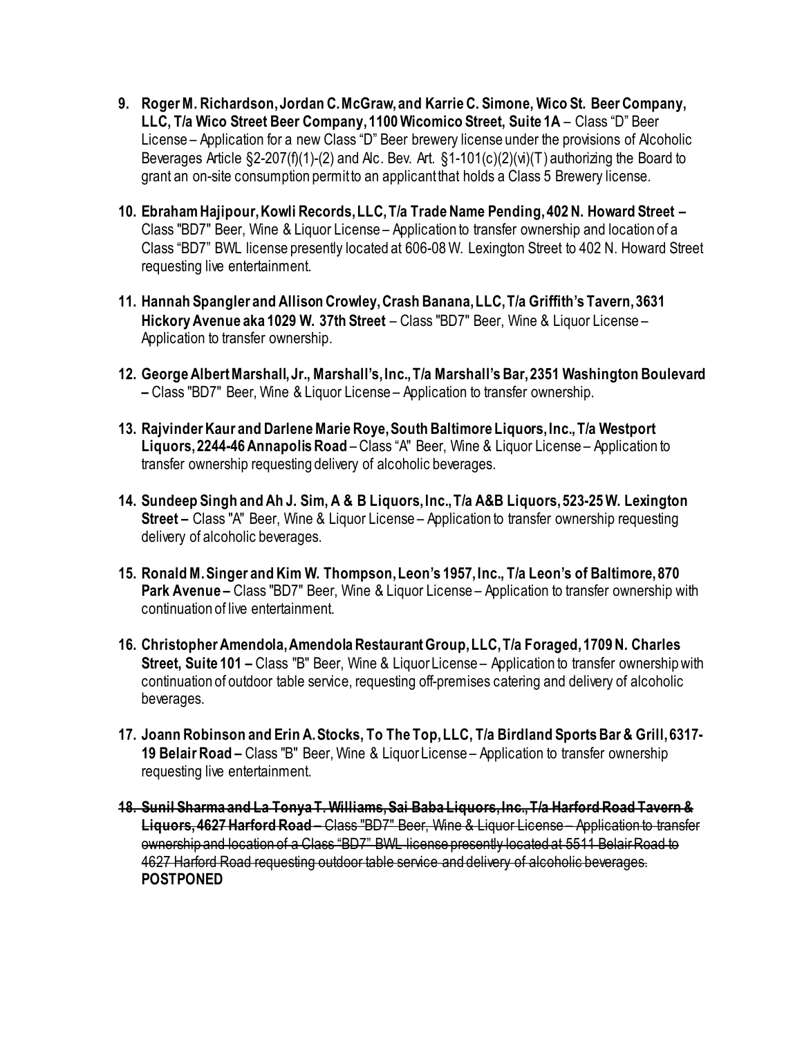9. **Roger M. Richardson, Jordan C. McGraw, and Karrie C. Simone, Wico St. Beer Company, LLC, T/a Wico Street Beer Company, 1100 Wicomico Street, Suite 1A** – Class "D" Beer License – Application for a new Class "D" Beer brewery license under the provisions of Alcoholic Beverages Article §2-207(f)(1)-(2) and Alc. Bev. Art. §1-101(c)(2)(vi)(T) authorizing the Board to grant an on-site consumption permit to an applicant that holds a Class 5 Brewery license.

10. **Ebraham Hajipour, Kowli Records, LLC, T/a Trade Name Pending, 402 N. Howard Street –** Class "BD7" Beer, Wine & Liquor License – Application to transfer ownership and location of a Class "BD7" BWL license presently located at 606-08 W. Lexington Street to 402 N. Howard Street requesting live entertainment.

11. **Hannah Spangler and Allison Crowley, Crash Banana, LLC, T/a Griffith's Tavern, 3631 Hickory Avenue aka 1029 W. 37th Street** – Class "BD7" Beer, Wine & Liquor License – Application to transfer ownership.

12. **George Albert Marshall, Jr., Marshall's, Inc., T/a Marshall's Bar, 2351 Washington Boulevard –** Class "BD7" Beer, Wine & Liquor License – Application to transfer ownership.

13. **Rajvinder Kaur and Darlene Marie Roye, South Baltimore Liquors, Inc., T/a Westport Liquors, 2244-46 Annapolis Road** – Class "A" Beer, Wine & Liquor License – Application to transfer ownership requesting delivery of alcoholic beverages.

14. **Sundeep Singh and Ah J. Sim, A & B Liquors, Inc., T/a A&B Liquors, 523-25 W. Lexington Street –** Class "A" Beer, Wine & Liquor License – Application to transfer ownership requesting delivery of alcoholic beverages.

15. **Ronald M. Singer and Kim W. Thompson, Leon's 1957, Inc., T/a Leon's of Baltimore, 870 Park Avenue –** Class "BD7" Beer, Wine & Liquor License – Application to transfer ownership with continuation of live entertainment.

16. **Christopher Amendola, Amendola Restaurant Group, LLC, T/a Foraged, 1709 N. Charles Street, Suite 101 –** Class "B" Beer, Wine & Liquor License – Application to transfer ownership with continuation of outdoor table service, requesting off-premises catering and delivery of alcoholic beverages.

17. **Joann Robinson and Erin A. Stocks, To The Top, LLC, T/a Birdland Sports Bar & Grill, 6317-19 Belair Road –** Class "B" Beer, Wine & Liquor License – Application to transfer ownership requesting live entertainment.

18. ~~**Sunil Sharma and La Tonya T. Williams, Sai Baba Liquors, Inc., T/a Harford Road Tavern & Liquors, 4627 Harford Road** – Class "BD7" Beer, Wine & Liquor License – Application to transfer ownership and location of a Class "BD7" BWL license presently located at 5511 Belair Road to 4627 Harford Road requesting outdoor table service and delivery of alcoholic beverages.~~
    **POSTPONED**